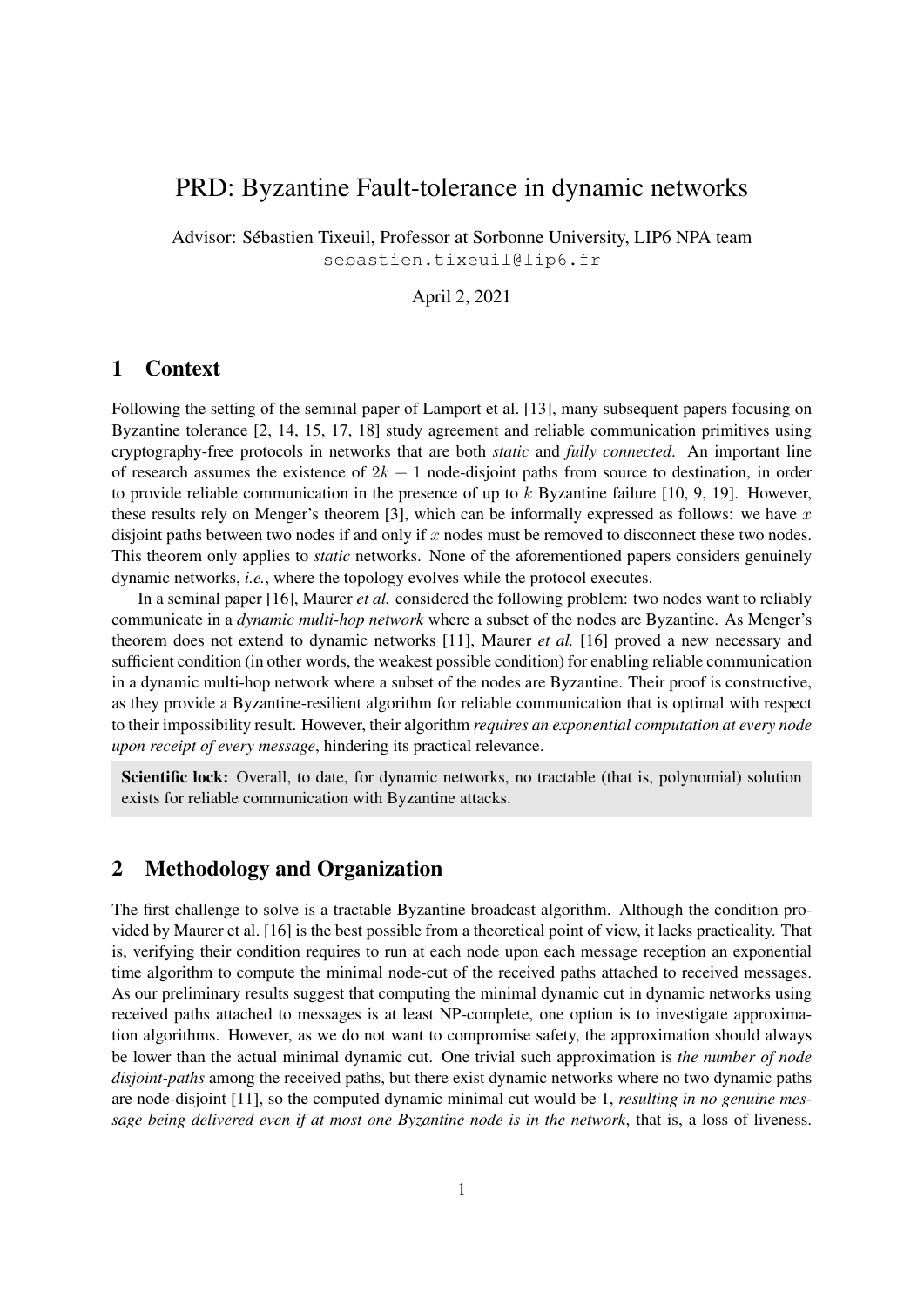# PRD: Byzantine Fault-tolerance in dynamic networks

Advisor: Sébastien Tixeuil, Professor at Sorbonne University, LIP6 NPA team
sebastien.tixeuil@lip6.fr

April 2, 2021

## 1 Context

Following the setting of the seminal paper of Lamport et al. [13], many subsequent papers focusing on Byzantine tolerance [2, 14, 15, 17, 18] study agreement and reliable communication primitives using cryptography-free protocols in networks that are both *static* and *fully connected*. An important line of research assumes the existence of $2k + 1$ node-disjoint paths from source to destination, in order to provide reliable communication in the presence of up to $k$ Byzantine failure [10, 9, 19]. However, these results rely on Menger's theorem [3], which can be informally expressed as follows: we have $x$ disjoint paths between two nodes if and only if $x$ nodes must be removed to disconnect these two nodes. This theorem only applies to *static* networks. None of the aforementioned papers considers genuinely dynamic networks, *i.e.*, where the topology evolves while the protocol executes.

In a seminal paper [16], Maurer *et al.* considered the following problem: two nodes want to reliably communicate in a *dynamic multi-hop network* where a subset of the nodes are Byzantine. As Menger's theorem does not extend to dynamic networks [11], Maurer *et al.* [16] proved a new necessary and sufficient condition (in other words, the weakest possible condition) for enabling reliable communication in a dynamic multi-hop network where a subset of the nodes are Byzantine. Their proof is constructive, as they provide a Byzantine-resilient algorithm for reliable communication that is optimal with respect to their impossibility result. However, their algorithm *requires an exponential computation at every node upon receipt of every message*, hindering its practical relevance.

**Scientific lock:** Overall, to date, for dynamic networks, no tractable (that is, polynomial) solution exists for reliable communication with Byzantine attacks.

## 2 Methodology and Organization

The first challenge to solve is a tractable Byzantine broadcast algorithm. Although the condition provided by Maurer et al. [16] is the best possible from a theoretical point of view, it lacks practicality. That is, verifying their condition requires to run at each node upon each message reception an exponential time algorithm to compute the minimal node-cut of the received paths attached to received messages. As our preliminary results suggest that computing the minimal dynamic cut in dynamic networks using received paths attached to messages is at least NP-complete, one option is to investigate approximation algorithms. However, as we do not want to compromise safety, the approximation should always be lower than the actual minimal dynamic cut. One trivial such approximation is *the number of node disjoint-paths* among the received paths, but there exist dynamic networks where no two dynamic paths are node-disjoint [11], so the computed dynamic minimal cut would be 1, *resulting in no genuine message being delivered even if at most one Byzantine node is in the network*, that is, a loss of liveness.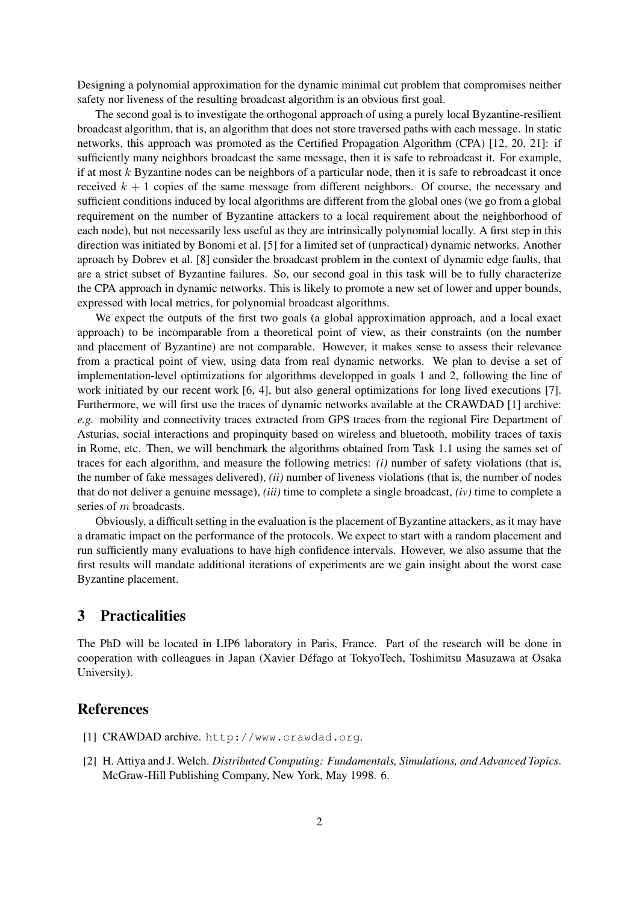Designing a polynomial approximation for the dynamic minimal cut problem that compromises neither safety nor liveness of the resulting broadcast algorithm is an obvious first goal.

The second goal is to investigate the orthogonal approach of using a purely local Byzantine-resilient broadcast algorithm, that is, an algorithm that does not store traversed paths with each message. In static networks, this approach was promoted as the Certified Propagation Algorithm (CPA) [12, 20, 21]: if sufficiently many neighbors broadcast the same message, then it is safe to rebroadcast it. For example, if at most $k$ Byzantine nodes can be neighbors of a particular node, then it is safe to rebroadcast it once received $k + 1$ copies of the same message from different neighbors. Of course, the necessary and sufficient conditions induced by local algorithms are different from the global ones (we go from a global requirement on the number of Byzantine attackers to a local requirement about the neighborhood of each node), but not necessarily less useful as they are intrinsically polynomial locally. A first step in this direction was initiated by Bonomi et al. [5] for a limited set of (unpractical) dynamic networks. Another aproach by Dobrev et al. [8] consider the broadcast problem in the context of dynamic edge faults, that are a strict subset of Byzantine failures. So, our second goal in this task will be to fully characterize the CPA approach in dynamic networks. This is likely to promote a new set of lower and upper bounds, expressed with local metrics, for polynomial broadcast algorithms.

We expect the outputs of the first two goals (a global approximation approach, and a local exact approach) to be incomparable from a theoretical point of view, as their constraints (on the number and placement of Byzantine) are not comparable. However, it makes sense to assess their relevance from a practical point of view, using data from real dynamic networks. We plan to devise a set of implementation-level optimizations for algorithms developped in goals 1 and 2, following the line of work initiated by our recent work [6, 4], but also general optimizations for long lived executions [7]. Furthermore, we will first use the traces of dynamic networks available at the CRAWDAD [1] archive: *e.g.* mobility and connectivity traces extracted from GPS traces from the regional Fire Department of Asturias, social interactions and propinquity based on wireless and bluetooth, mobility traces of taxis in Rome, etc. Then, we will benchmark the algorithms obtained from Task 1.1 using the sames set of traces for each algorithm, and measure the following metrics: *(i)* number of safety violations (that is, the number of fake messages delivered), *(ii)* number of liveness violations (that is, the number of nodes that do not deliver a genuine message), *(iii)* time to complete a single broadcast, *(iv)* time to complete a series of $m$ broadcasts.

Obviously, a difficult setting in the evaluation is the placement of Byzantine attackers, as it may have a dramatic impact on the performance of the protocols. We expect to start with a random placement and run sufficiently many evaluations to have high confidence intervals. However, we also assume that the first results will mandate additional iterations of experiments are we gain insight about the worst case Byzantine placement.

## 3 Practicalities

The PhD will be located in LIP6 laboratory in Paris, France. Part of the research will be done in cooperation with colleagues in Japan (Xavier Défago at TokyoTech, Toshimitsu Masuzawa at Osaka University).

## References

[1] CRAWDAD archive. `http://www.crawdad.org`.

[2] H. Attiya and J. Welch. *Distributed Computing: Fundamentals, Simulations, and Advanced Topics*. McGraw-Hill Publishing Company, New York, May 1998. 6.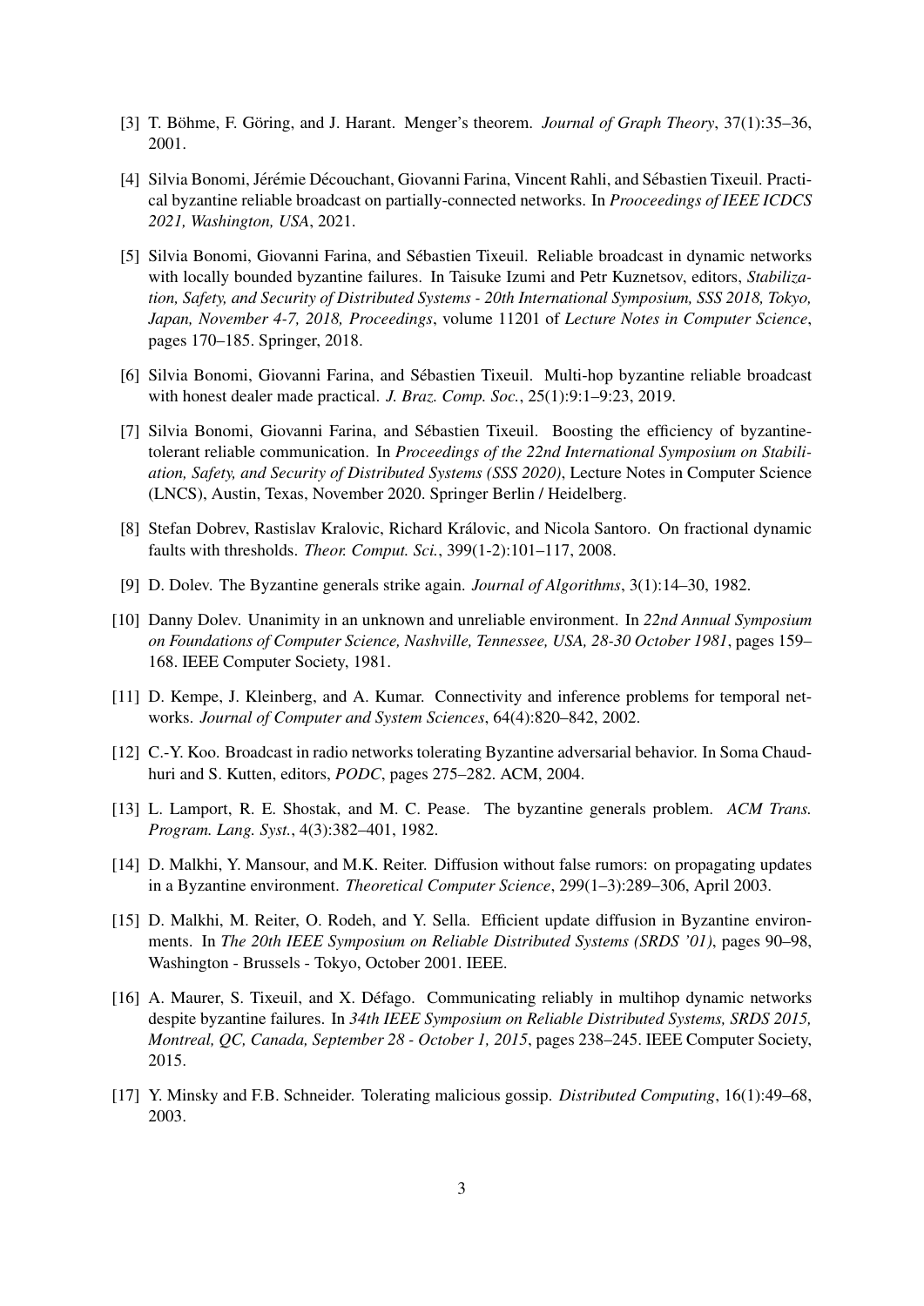[3] T. Böhme, F. Göring, and J. Harant. Menger's theorem. *Journal of Graph Theory*, 37(1):35–36, 2001.

[4] Silvia Bonomi, Jérémie Découchant, Giovanni Farina, Vincent Rahli, and Sébastien Tixeuil. Practical byzantine reliable broadcast on partially-connected networks. In *Prooceedings of IEEE ICDCS 2021, Washington, USA*, 2021.

[5] Silvia Bonomi, Giovanni Farina, and Sébastien Tixeuil. Reliable broadcast in dynamic networks with locally bounded byzantine failures. In Taisuke Izumi and Petr Kuznetsov, editors, *Stabilization, Safety, and Security of Distributed Systems - 20th International Symposium, SSS 2018, Tokyo, Japan, November 4-7, 2018, Proceedings*, volume 11201 of *Lecture Notes in Computer Science*, pages 170–185. Springer, 2018.

[6] Silvia Bonomi, Giovanni Farina, and Sébastien Tixeuil. Multi-hop byzantine reliable broadcast with honest dealer made practical. *J. Braz. Comp. Soc.*, 25(1):9:1–9:23, 2019.

[7] Silvia Bonomi, Giovanni Farina, and Sébastien Tixeuil. Boosting the efficiency of byzantine-tolerant reliable communication. In *Proceedings of the 22nd International Symposium on Stabiliation, Safety, and Security of Distributed Systems (SSS 2020)*, Lecture Notes in Computer Science (LNCS), Austin, Texas, November 2020. Springer Berlin / Heidelberg.

[8] Stefan Dobrev, Rastislav Kralovic, Richard Královic, and Nicola Santoro. On fractional dynamic faults with thresholds. *Theor. Comput. Sci.*, 399(1-2):101–117, 2008.

[9] D. Dolev. The Byzantine generals strike again. *Journal of Algorithms*, 3(1):14–30, 1982.

[10] Danny Dolev. Unanimity in an unknown and unreliable environment. In *22nd Annual Symposium on Foundations of Computer Science, Nashville, Tennessee, USA, 28-30 October 1981*, pages 159–168. IEEE Computer Society, 1981.

[11] D. Kempe, J. Kleinberg, and A. Kumar. Connectivity and inference problems for temporal networks. *Journal of Computer and System Sciences*, 64(4):820–842, 2002.

[12] C.-Y. Koo. Broadcast in radio networks tolerating Byzantine adversarial behavior. In Soma Chaudhuri and S. Kutten, editors, *PODC*, pages 275–282. ACM, 2004.

[13] L. Lamport, R. E. Shostak, and M. C. Pease. The byzantine generals problem. *ACM Trans. Program. Lang. Syst.*, 4(3):382–401, 1982.

[14] D. Malkhi, Y. Mansour, and M.K. Reiter. Diffusion without false rumors: on propagating updates in a Byzantine environment. *Theoretical Computer Science*, 299(1–3):289–306, April 2003.

[15] D. Malkhi, M. Reiter, O. Rodeh, and Y. Sella. Efficient update diffusion in Byzantine environments. In *The 20th IEEE Symposium on Reliable Distributed Systems (SRDS '01)*, pages 90–98, Washington - Brussels - Tokyo, October 2001. IEEE.

[16] A. Maurer, S. Tixeuil, and X. Défago. Communicating reliably in multihop dynamic networks despite byzantine failures. In *34th IEEE Symposium on Reliable Distributed Systems, SRDS 2015, Montreal, QC, Canada, September 28 - October 1, 2015*, pages 238–245. IEEE Computer Society, 2015.

[17] Y. Minsky and F.B. Schneider. Tolerating malicious gossip. *Distributed Computing*, 16(1):49–68, 2003.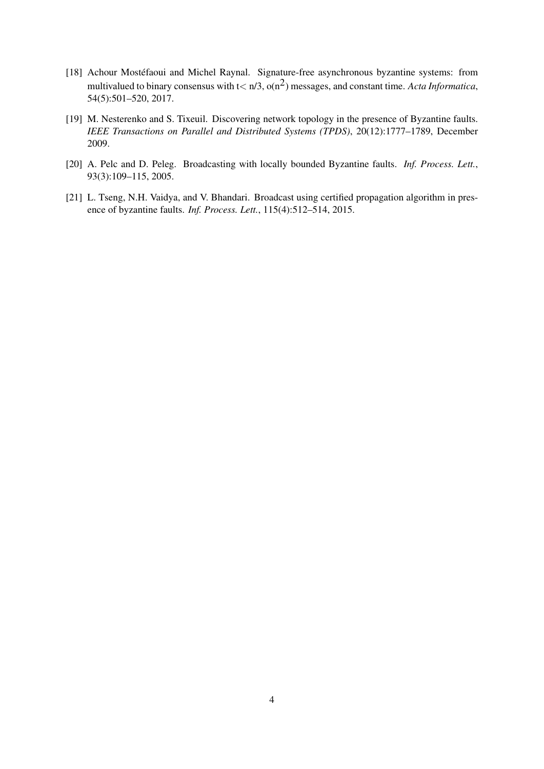[18] Achour Mostéfaoui and Michel Raynal. Signature-free asynchronous byzantine systems: from multivalued to binary consensus with t< n/3, o($n^2$) messages, and constant time. *Acta Informatica*, 54(5):501–520, 2017.

[19] M. Nesterenko and S. Tixeuil. Discovering network topology in the presence of Byzantine faults. *IEEE Transactions on Parallel and Distributed Systems (TPDS)*, 20(12):1777–1789, December 2009.

[20] A. Pelc and D. Peleg. Broadcasting with locally bounded Byzantine faults. *Inf. Process. Lett.*, 93(3):109–115, 2005.

[21] L. Tseng, N.H. Vaidya, and V. Bhandari. Broadcast using certified propagation algorithm in presence of byzantine faults. *Inf. Process. Lett.*, 115(4):512–514, 2015.